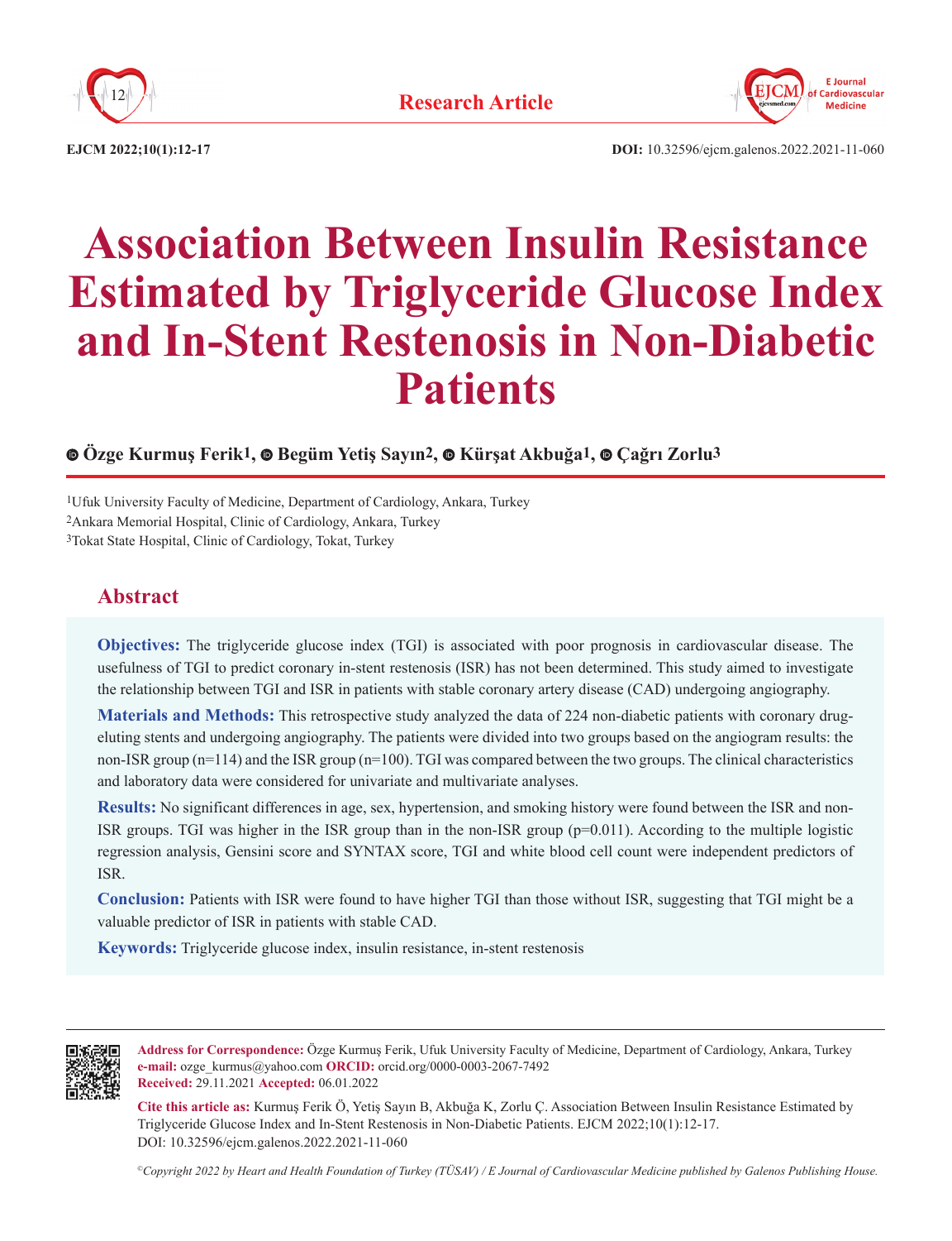**Research Article**

# Association Between Insulin Resistance Estimated by Triglyceride Glucose Index and In-Stent Restenosis in Non-Diabetic Patients

**Özge Kurmuş Ferik[1], Begüm Yetiş Sayın[2], Kürşat Akbuğa[1], Çağrı Zorlu[3]**

[1]Ufuk University Faculty of Medicine, Department of Cardiology, Ankara, Turkey
[2]Ankara Memorial Hospital, Clinic of Cardiology, Ankara, Turkey
[3]Tokat State Hospital, Clinic of Cardiology, Tokat, Turkey

## Abstract

**Objectives:** The triglyceride glucose index (TGI) is associated with poor prognosis in cardiovascular disease. The usefulness of TGI to predict coronary in-stent restenosis (ISR) has not been determined. This study aimed to investigate the relationship between TGI and ISR in patients with stable coronary artery disease (CAD) undergoing angiography.

**Materials and Methods:** This retrospective study analyzed the data of 224 non-diabetic patients with coronary drug-eluting stents and undergoing angiography. The patients were divided into two groups based on the angiogram results: the non-ISR group (n=114) and the ISR group (n=100). TGI was compared between the two groups. The clinical characteristics and laboratory data were considered for univariate and multivariate analyses.

**Results:** No significant differences in age, sex, hypertension, and smoking history were found between the ISR and non-ISR groups. TGI was higher in the ISR group than in the non-ISR group (p=0.011). According to the multiple logistic regression analysis, Gensini score and SYNTAX score, TGI and white blood cell count were independent predictors of ISR.

**Conclusion:** Patients with ISR were found to have higher TGI than those without ISR, suggesting that TGI might be a valuable predictor of ISR in patients with stable CAD.

**Keywords:** Triglyceride glucose index, insulin resistance, in-stent restenosis

**Address for Correspondence:** Özge Kurmuş Ferik, Ufuk University Faculty of Medicine, Department of Cardiology, Ankara, Turkey
**e-mail:** ozge_kurmus@yahoo.com **ORCID:** orcid.org/0000-0003-2067-7492
**Received:** 29.11.2021 **Accepted:** 06.01.2022

**Cite this article as:** Kurmuş Ferik Ö, Yetiş Sayın B, Akbuğa K, Zorlu Ç. Association Between Insulin Resistance Estimated by Triglyceride Glucose Index and In-Stent Restenosis in Non-Diabetic Patients. EJCM 2022;10(1):12-17.
DOI: 10.32596/ejcm.galenos.2022.2021-11-060

*©Copyright 2022 by Heart and Health Foundation of Turkey (TÜSAV) / E Journal of Cardiovascular Medicine published by Galenos Publishing House.*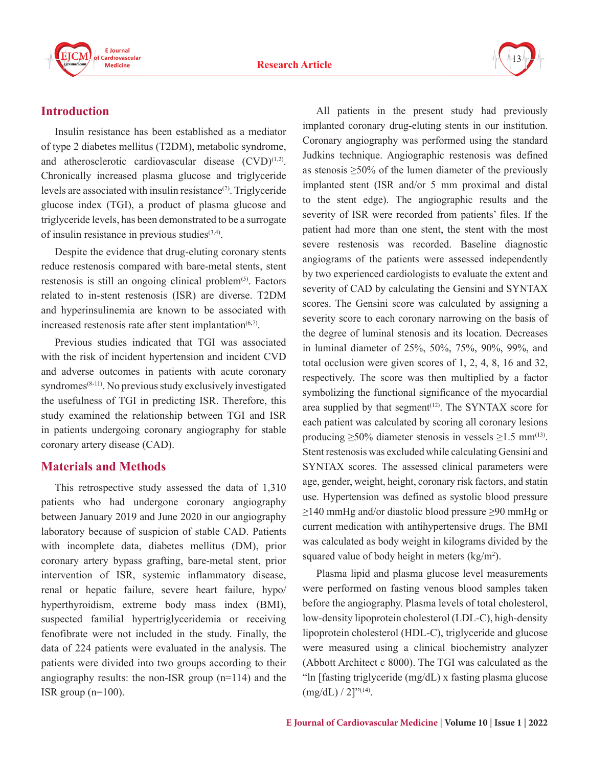## Introduction

Insulin resistance has been established as a mediator of type 2 diabetes mellitus (T2DM), metabolic syndrome, and atherosclerotic cardiovascular disease (CVD)[1,2]. Chronically increased plasma glucose and triglyceride levels are associated with insulin resistance[2]. Triglyceride glucose index (TGI), a product of plasma glucose and triglyceride levels, has been demonstrated to be a surrogate of insulin resistance in previous studies[3,4].

Despite the evidence that drug-eluting coronary stents reduce restenosis compared with bare-metal stents, stent restenosis is still an ongoing clinical problem[5]. Factors related to in-stent restenosis (ISR) are diverse. T2DM and hyperinsulinemia are known to be associated with increased restenosis rate after stent implantation[6,7].

Previous studies indicated that TGI was associated with the risk of incident hypertension and incident CVD and adverse outcomes in patients with acute coronary syndromes[8-11]. No previous study exclusively investigated the usefulness of TGI in predicting ISR. Therefore, this study examined the relationship between TGI and ISR in patients undergoing coronary angiography for stable coronary artery disease (CAD).

## Materials and Methods

This retrospective study assessed the data of 1,310 patients who had undergone coronary angiography between January 2019 and June 2020 in our angiography laboratory because of suspicion of stable CAD. Patients with incomplete data, diabetes mellitus (DM), prior coronary artery bypass grafting, bare-metal stent, prior intervention of ISR, systemic inflammatory disease, renal or hepatic failure, severe heart failure, hypo/hyperthyroidism, extreme body mass index (BMI), suspected familial hypertriglyceridemia or receiving fenofibrate were not included in the study. Finally, the data of 224 patients were evaluated in the analysis. The patients were divided into two groups according to their angiography results: the non-ISR group (n=114) and the ISR group (n=100).

All patients in the present study had previously implanted coronary drug-eluting stents in our institution. Coronary angiography was performed using the standard Judkins technique. Angiographic restenosis was defined as stenosis ≥50% of the lumen diameter of the previously implanted stent (ISR and/or 5 mm proximal and distal to the stent edge). The angiographic results and the severity of ISR were recorded from patients' files. If the patient had more than one stent, the stent with the most severe restenosis was recorded. Baseline diagnostic angiograms of the patients were assessed independently by two experienced cardiologists to evaluate the extent and severity of CAD by calculating the Gensini and SYNTAX scores. The Gensini score was calculated by assigning a severity score to each coronary narrowing on the basis of the degree of luminal stenosis and its location. Decreases in luminal diameter of 25%, 50%, 75%, 90%, 99%, and total occlusion were given scores of 1, 2, 4, 8, 16 and 32, respectively. The score was then multiplied by a factor symbolizing the functional significance of the myocardial area supplied by that segment[12]. The SYNTAX score for each patient was calculated by scoring all coronary lesions producing ≥50% diameter stenosis in vessels ≥1.5 mm[13]. Stent restenosis was excluded while calculating Gensini and SYNTAX scores. The assessed clinical parameters were age, gender, weight, height, coronary risk factors, and statin use. Hypertension was defined as systolic blood pressure ≥140 mmHg and/or diastolic blood pressure ≥90 mmHg or current medication with antihypertensive drugs. The BMI was calculated as body weight in kilograms divided by the squared value of body height in meters (kg/m$^2$).

Plasma lipid and plasma glucose level measurements were performed on fasting venous blood samples taken before the angiography. Plasma levels of total cholesterol, low-density lipoprotein cholesterol (LDL-C), high-density lipoprotein cholesterol (HDL-C), triglyceride and glucose were measured using a clinical biochemistry analyzer (Abbott Architect c 8000). The TGI was calculated as the "ln [fasting triglyceride (mg/dL) x fasting plasma glucose (mg/dL) / 2]"[14].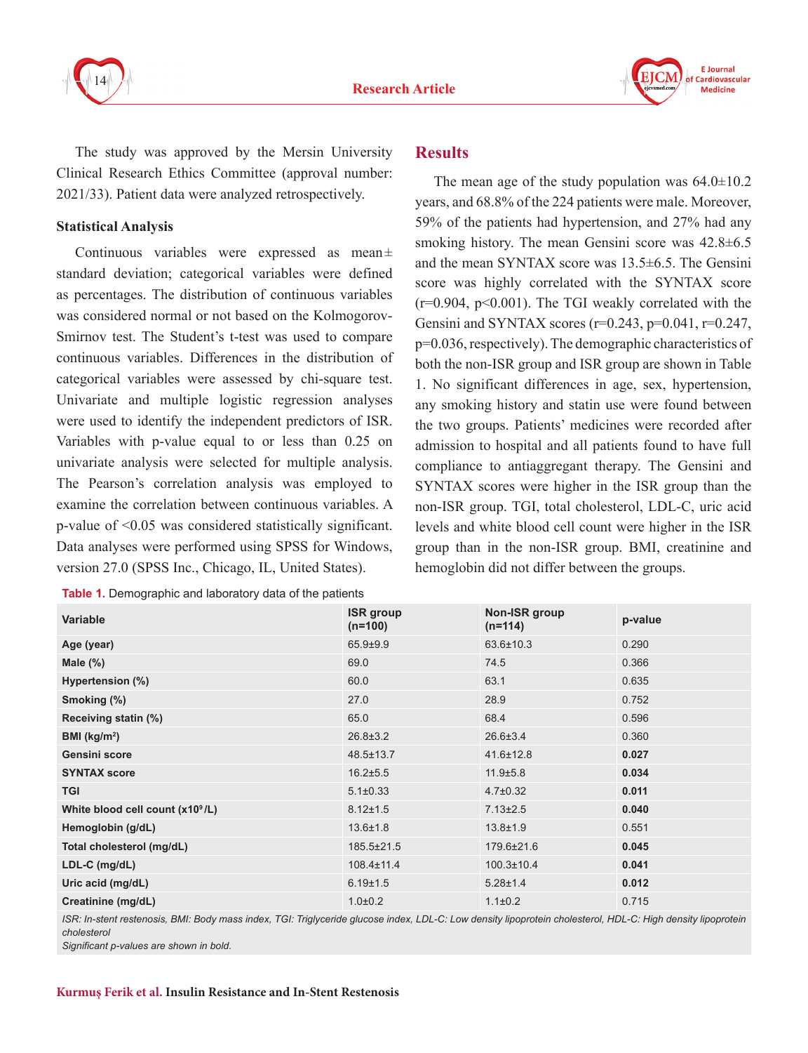The study was approved by the Mersin University Clinical Research Ethics Committee (approval number: 2021/33). Patient data were analyzed retrospectively.

### Statistical Analysis

Continuous variables were expressed as mean± standard deviation; categorical variables were defined as percentages. The distribution of continuous variables was considered normal or not based on the Kolmogorov-Smirnov test. The Student's t-test was used to compare continuous variables. Differences in the distribution of categorical variables were assessed by chi-square test. Univariate and multiple logistic regression analyses were used to identify the independent predictors of ISR. Variables with p-value equal to or less than 0.25 on univariate analysis were selected for multiple analysis. The Pearson's correlation analysis was employed to examine the correlation between continuous variables. A p-value of <0.05 was considered statistically significant. Data analyses were performed using SPSS for Windows, version 27.0 (SPSS Inc., Chicago, IL, United States).

## Results

The mean age of the study population was 64.0±10.2 years, and 68.8% of the 224 patients were male. Moreover, 59% of the patients had hypertension, and 27% had any smoking history. The mean Gensini score was 42.8±6.5 and the mean SYNTAX score was 13.5±6.5. The Gensini score was highly correlated with the SYNTAX score (r=0.904, p<0.001). The TGI weakly correlated with the Gensini and SYNTAX scores (r=0.243, p=0.041, r=0.247, p=0.036, respectively). The demographic characteristics of both the non-ISR group and ISR group are shown in Table 1. No significant differences in age, sex, hypertension, any smoking history and statin use were found between the two groups. Patients' medicines were recorded after admission to hospital and all patients found to have full compliance to antiaggregant therapy. The Gensini and SYNTAX scores were higher in the ISR group than the non-ISR group. TGI, total cholesterol, LDL-C, uric acid levels and white blood cell count were higher in the ISR group than in the non-ISR group. BMI, creatinine and hemoglobin did not differ between the groups.

**Table 1.** Demographic and laboratory data of the patients

| Variable | ISR group (n=100) | Non-ISR group (n=114) | p-value |
|---|---|---|---|
| Age (year) | 65.9±9.9 | 63.6±10.3 | 0.290 |
| Male (%) | 69.0 | 74.5 | 0.366 |
| Hypertension (%) | 60.0 | 63.1 | 0.635 |
| Smoking (%) | 27.0 | 28.9 | 0.752 |
| Receiving statin (%) | 65.0 | 68.4 | 0.596 |
| BMI (kg/m$^2$) | 26.8±3.2 | 26.6±3.4 | 0.360 |
| Gensini score | 48.5±13.7 | 41.6±12.8 | **0.027** |
| SYNTAX score | 16.2±5.5 | 11.9±5.8 | **0.034** |
| TGI | 5.1±0.33 | 4.7±0.32 | **0.011** |
| White blood cell count (x10$^9$/L) | 8.12±1.5 | 7.13±2.5 | **0.040** |
| Hemoglobin (g/dL) | 13.6±1.8 | 13.8±1.9 | 0.551 |
| Total cholesterol (mg/dL) | 185.5±21.5 | 179.6±21.6 | **0.045** |
| LDL-C (mg/dL) | 108.4±11.4 | 100.3±10.4 | **0.041** |
| Uric acid (mg/dL) | 6.19±1.5 | 5.28±1.4 | **0.012** |
| Creatinine (mg/dL) | 1.0±0.2 | 1.1±0.2 | 0.715 |

*ISR: In-stent restenosis, BMI: Body mass index, TGI: Triglyceride glucose index, LDL-C: Low density lipoprotein cholesterol, HDL-C: High density lipoprotein cholesterol*

*Significant p-values are shown in bold.*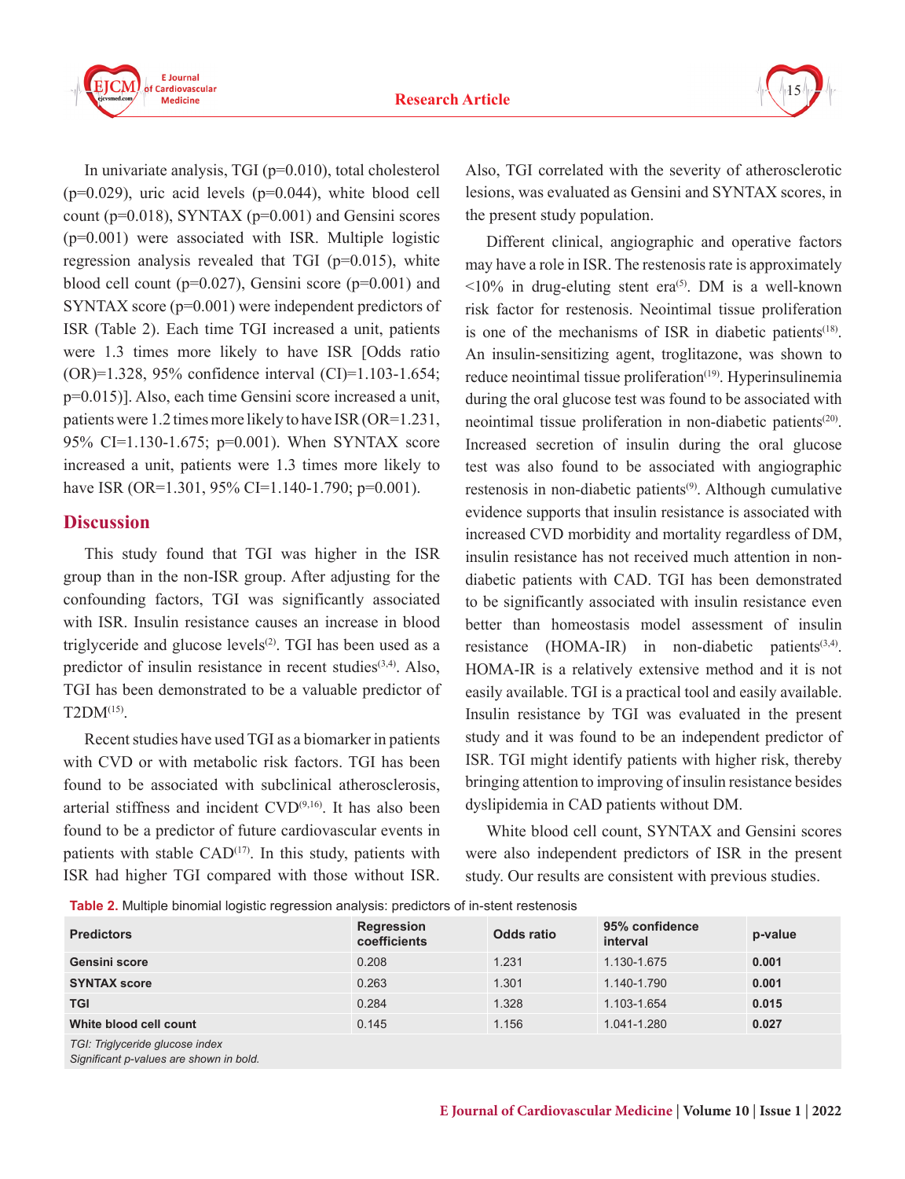In univariate analysis, TGI (p=0.010), total cholesterol (p=0.029), uric acid levels (p=0.044), white blood cell count (p=0.018), SYNTAX (p=0.001) and Gensini scores (p=0.001) were associated with ISR. Multiple logistic regression analysis revealed that TGI (p=0.015), white blood cell count (p=0.027), Gensini score (p=0.001) and SYNTAX score (p=0.001) were independent predictors of ISR (Table 2). Each time TGI increased a unit, patients were 1.3 times more likely to have ISR [Odds ratio (OR)=1.328, 95% confidence interval (CI)=1.103-1.654; p=0.015)]. Also, each time Gensini score increased a unit, patients were 1.2 times more likely to have ISR (OR=1.231, 95% CI=1.130-1.675; p=0.001). When SYNTAX score increased a unit, patients were 1.3 times more likely to have ISR (OR=1.301, 95% CI=1.140-1.790; p=0.001).

## Discussion

This study found that TGI was higher in the ISR group than in the non-ISR group. After adjusting for the confounding factors, TGI was significantly associated with ISR. Insulin resistance causes an increase in blood triglyceride and glucose levels[2]. TGI has been used as a predictor of insulin resistance in recent studies[3,4]. Also, TGI has been demonstrated to be a valuable predictor of T2DM[15].

Recent studies have used TGI as a biomarker in patients with CVD or with metabolic risk factors. TGI has been found to be associated with subclinical atherosclerosis, arterial stiffness and incident CVD[9,16]. It has also been found to be a predictor of future cardiovascular events in patients with stable CAD[17]. In this study, patients with ISR had higher TGI compared with those without ISR. Also, TGI correlated with the severity of atherosclerotic lesions, was evaluated as Gensini and SYNTAX scores, in the present study population.

Different clinical, angiographic and operative factors may have a role in ISR. The restenosis rate is approximately <10% in drug-eluting stent era[5]. DM is a well-known risk factor for restenosis. Neointimal tissue proliferation is one of the mechanisms of ISR in diabetic patients[18]. An insulin-sensitizing agent, troglitazone, was shown to reduce neointimal tissue proliferation[19]. Hyperinsulinemia during the oral glucose test was found to be associated with neointimal tissue proliferation in non-diabetic patients[20]. Increased secretion of insulin during the oral glucose test was also found to be associated with angiographic restenosis in non-diabetic patients[9]. Although cumulative evidence supports that insulin resistance is associated with increased CVD morbidity and mortality regardless of DM, insulin resistance has not received much attention in non-diabetic patients with CAD. TGI has been demonstrated to be significantly associated with insulin resistance even better than homeostasis model assessment of insulin resistance (HOMA-IR) in non-diabetic patients[3,4]. HOMA-IR is a relatively extensive method and it is not easily available. TGI is a practical tool and easily available. Insulin resistance by TGI was evaluated in the present study and it was found to be an independent predictor of ISR. TGI might identify patients with higher risk, thereby bringing attention to improving of insulin resistance besides dyslipidemia in CAD patients without DM.

White blood cell count, SYNTAX and Gensini scores were also independent predictors of ISR in the present study. Our results are consistent with previous studies.

**Table 2.** Multiple binomial logistic regression analysis: predictors of in-stent restenosis

| Predictors | Regression coefficients | Odds ratio | 95% confidence interval | p-value |
|---|---|---|---|---|
| Gensini score | 0.208 | 1.231 | 1.130-1.675 | **0.001** |
| SYNTAX score | 0.263 | 1.301 | 1.140-1.790 | **0.001** |
| TGI | 0.284 | 1.328 | 1.103-1.654 | **0.015** |
| White blood cell count | 0.145 | 1.156 | 1.041-1.280 | **0.027** |

*TGI: Triglyceride glucose index*
*Significant p-values are shown in bold.*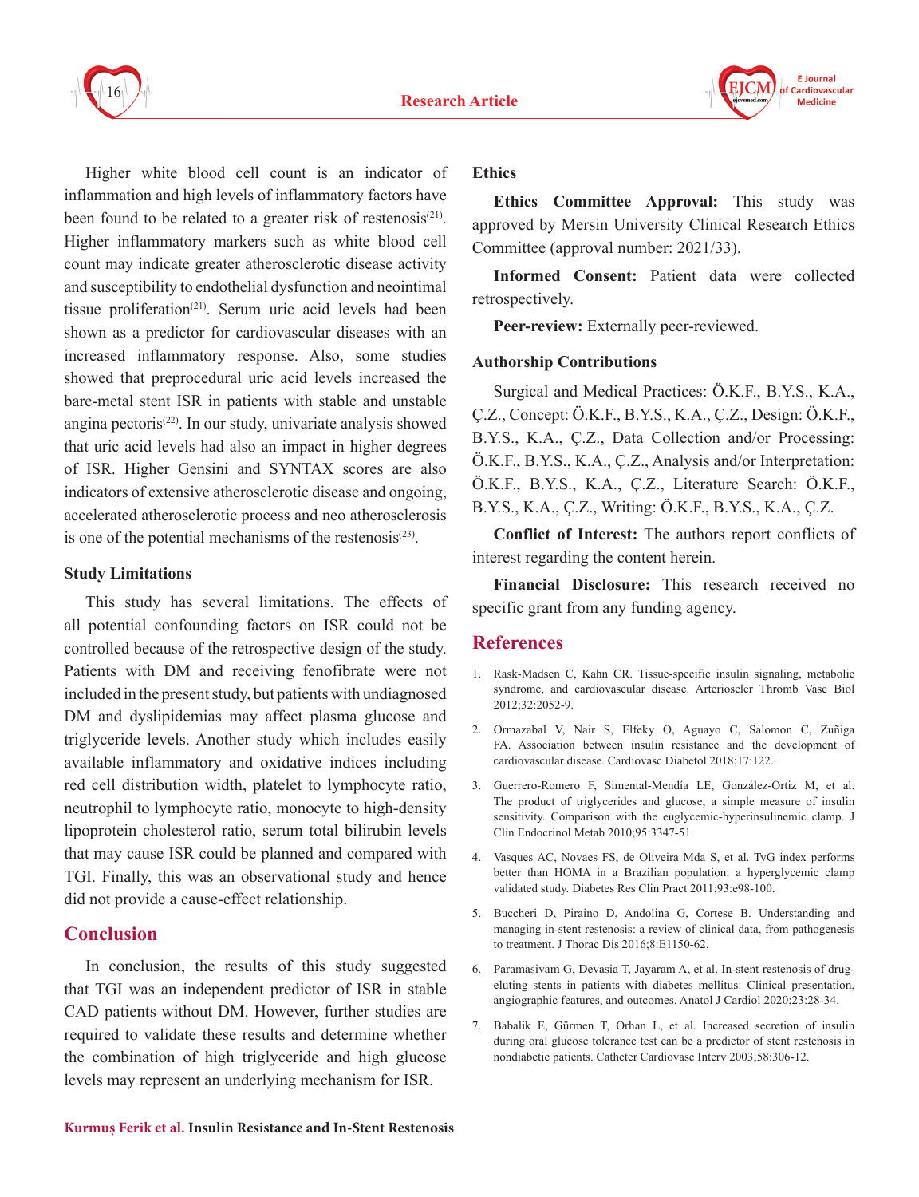Higher white blood cell count is an indicator of inflammation and high levels of inflammatory factors have been found to be related to a greater risk of restenosis[21]. Higher inflammatory markers such as white blood cell count may indicate greater atherosclerotic disease activity and susceptibility to endothelial dysfunction and neointimal tissue proliferation[21]. Serum uric acid levels had been shown as a predictor for cardiovascular diseases with an increased inflammatory response. Also, some studies showed that preprocedural uric acid levels increased the bare-metal stent ISR in patients with stable and unstable angina pectoris[22]. In our study, univariate analysis showed that uric acid levels had also an impact in higher degrees of ISR. Higher Gensini and SYNTAX scores are also indicators of extensive atherosclerotic disease and ongoing, accelerated atherosclerotic process and neo atherosclerosis is one of the potential mechanisms of the restenosis[23].

### Study Limitations

This study has several limitations. The effects of all potential confounding factors on ISR could not be controlled because of the retrospective design of the study. Patients with DM and receiving fenofibrate were not included in the present study, but patients with undiagnosed DM and dyslipidemias may affect plasma glucose and triglyceride levels. Another study which includes easily available inflammatory and oxidative indices including red cell distribution width, platelet to lymphocyte ratio, neutrophil to lymphocyte ratio, monocyte to high-density lipoprotein cholesterol ratio, serum total bilirubin levels that may cause ISR could be planned and compared with TGI. Finally, this was an observational study and hence did not provide a cause-effect relationship.

## Conclusion

In conclusion, the results of this study suggested that TGI was an independent predictor of ISR in stable CAD patients without DM. However, further studies are required to validate these results and determine whether the combination of high triglyceride and high glucose levels may represent an underlying mechanism for ISR.

### Ethics

**Ethics Committee Approval:** This study was approved by Mersin University Clinical Research Ethics Committee (approval number: 2021/33).

**Informed Consent:** Patient data were collected retrospectively.

**Peer-review:** Externally peer-reviewed.

### Authorship Contributions

Surgical and Medical Practices: Ö.K.F., B.Y.S., K.A., Ç.Z., Concept: Ö.K.F., B.Y.S., K.A., Ç.Z., Design: Ö.K.F., B.Y.S., K.A., Ç.Z., Data Collection and/or Processing: Ö.K.F., B.Y.S., K.A., Ç.Z., Analysis and/or Interpretation: Ö.K.F., B.Y.S., K.A., Ç.Z., Literature Search: Ö.K.F., B.Y.S., K.A., Ç.Z., Writing: Ö.K.F., B.Y.S., K.A., Ç.Z.

**Conflict of Interest:** The authors report conflicts of interest regarding the content herein.

**Financial Disclosure:** This research received no specific grant from any funding agency.

## References

1. Rask-Madsen C, Kahn CR. Tissue-specific insulin signaling, metabolic syndrome, and cardiovascular disease. Arterioscler Thromb Vasc Biol 2012;32:2052-9.
2. Ormazabal V, Nair S, Elfeky O, Aguayo C, Salomon C, Zuñiga FA. Association between insulin resistance and the development of cardiovascular disease. Cardiovasc Diabetol 2018;17:122.
3. Guerrero-Romero F, Simental-Mendía LE, González-Ortiz M, et al. The product of triglycerides and glucose, a simple measure of insulin sensitivity. Comparison with the euglycemic-hyperinsulinemic clamp. J Clin Endocrinol Metab 2010;95:3347-51.
4. Vasques AC, Novaes FS, de Oliveira Mda S, et al. TyG index performs better than HOMA in a Brazilian population: a hyperglycemic clamp validated study. Diabetes Res Clin Pract 2011;93:e98-100.
5. Buccheri D, Piraino D, Andolina G, Cortese B. Understanding and managing in-stent restenosis: a review of clinical data, from pathogenesis to treatment. J Thorac Dis 2016;8:E1150-62.
6. Paramasivam G, Devasia T, Jayaram A, et al. In-stent restenosis of drug-eluting stents in patients with diabetes mellitus: Clinical presentation, angiographic features, and outcomes. Anatol J Cardiol 2020;23:28-34.
7. Babalik E, Gürmen T, Orhan L, et al. Increased secretion of insulin during oral glucose tolerance test can be a predictor of stent restenosis in nondiabetic patients. Catheter Cardiovasc Interv 2003;58:306-12.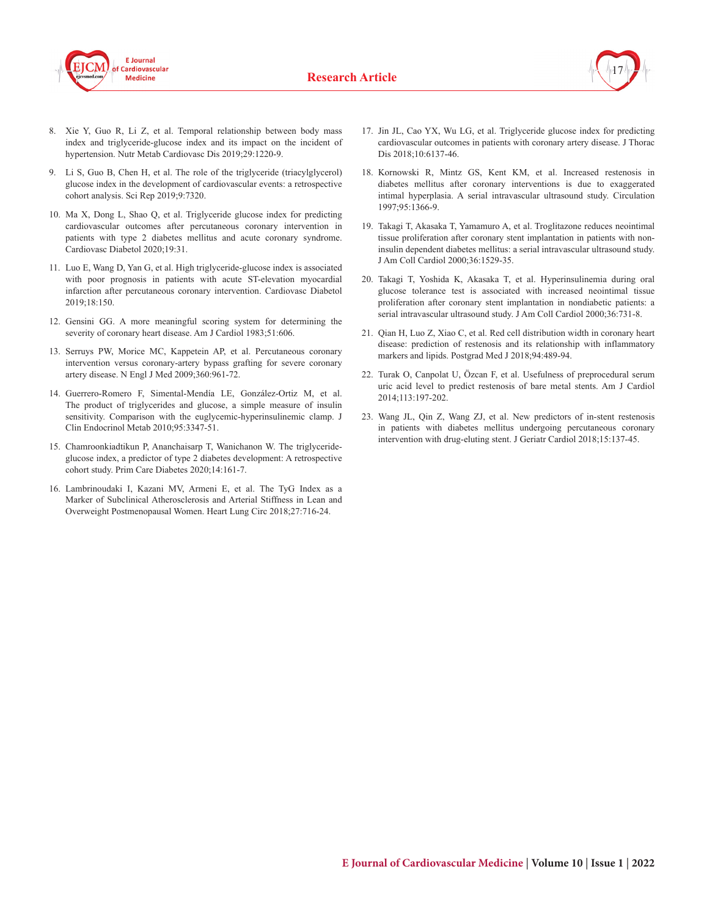8. Xie Y, Guo R, Li Z, et al. Temporal relationship between body mass index and triglyceride-glucose index and its impact on the incident of hypertension. Nutr Metab Cardiovasc Dis 2019;29:1220-9.

9. Li S, Guo B, Chen H, et al. The role of the triglyceride (triacylglycerol) glucose index in the development of cardiovascular events: a retrospective cohort analysis. Sci Rep 2019;9:7320.

10. Ma X, Dong L, Shao Q, et al. Triglyceride glucose index for predicting cardiovascular outcomes after percutaneous coronary intervention in patients with type 2 diabetes mellitus and acute coronary syndrome. Cardiovasc Diabetol 2020;19:31.

11. Luo E, Wang D, Yan G, et al. High triglyceride-glucose index is associated with poor prognosis in patients with acute ST-elevation myocardial infarction after percutaneous coronary intervention. Cardiovasc Diabetol 2019;18:150.

12. Gensini GG. A more meaningful scoring system for determining the severity of coronary heart disease. Am J Cardiol 1983;51:606.

13. Serruys PW, Morice MC, Kappetein AP, et al. Percutaneous coronary intervention versus coronary-artery bypass grafting for severe coronary artery disease. N Engl J Med 2009;360:961-72.

14. Guerrero-Romero F, Simental-Mendía LE, González-Ortiz M, et al. The product of triglycerides and glucose, a simple measure of insulin sensitivity. Comparison with the euglycemic-hyperinsulinemic clamp. J Clin Endocrinol Metab 2010;95:3347-51.

15. Chamroonkiadtikun P, Ananchaisarp T, Wanichanon W. The triglyceride-glucose index, a predictor of type 2 diabetes development: A retrospective cohort study. Prim Care Diabetes 2020;14:161-7.

16. Lambrinoudaki I, Kazani MV, Armeni E, et al. The TyG Index as a Marker of Subclinical Atherosclerosis and Arterial Stiffness in Lean and Overweight Postmenopausal Women. Heart Lung Circ 2018;27:716-24.

17. Jin JL, Cao YX, Wu LG, et al. Triglyceride glucose index for predicting cardiovascular outcomes in patients with coronary artery disease. J Thorac Dis 2018;10:6137-46.

18. Kornowski R, Mintz GS, Kent KM, et al. Increased restenosis in diabetes mellitus after coronary interventions is due to exaggerated intimal hyperplasia. A serial intravascular ultrasound study. Circulation 1997;95:1366-9.

19. Takagi T, Akasaka T, Yamamuro A, et al. Troglitazone reduces neointimal tissue proliferation after coronary stent implantation in patients with non-insulin dependent diabetes mellitus: a serial intravascular ultrasound study. J Am Coll Cardiol 2000;36:1529-35.

20. Takagi T, Yoshida K, Akasaka T, et al. Hyperinsulinemia during oral glucose tolerance test is associated with increased neointimal tissue proliferation after coronary stent implantation in nondiabetic patients: a serial intravascular ultrasound study. J Am Coll Cardiol 2000;36:731-8.

21. Qian H, Luo Z, Xiao C, et al. Red cell distribution width in coronary heart disease: prediction of restenosis and its relationship with inflammatory markers and lipids. Postgrad Med J 2018;94:489-94.

22. Turak O, Canpolat U, Özcan F, et al. Usefulness of preprocedural serum uric acid level to predict restenosis of bare metal stents. Am J Cardiol 2014;113:197-202.

23. Wang JL, Qin Z, Wang ZJ, et al. New predictors of in-stent restenosis in patients with diabetes mellitus undergoing percutaneous coronary intervention with drug-eluting stent. J Geriatr Cardiol 2018;15:137-45.